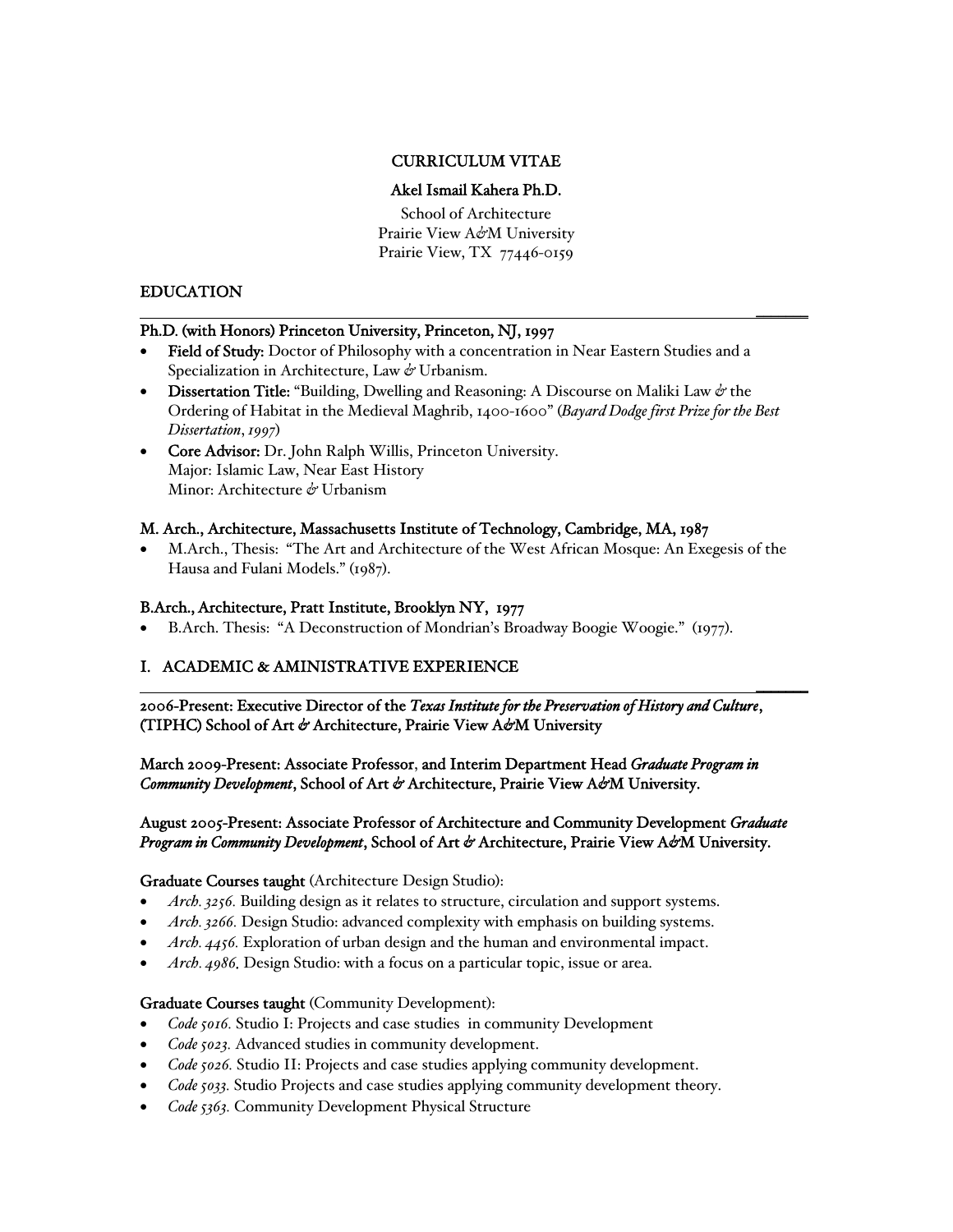# CURRICULUM VITAE

**Akel Ismail Kahera Ph.D.**

School of Architecture
Prairie View A&M University
Prairie View, TX 77446-0159

## EDUCATION

### Ph.D. (with Honors) Princeton University, Princeton, NJ, 1997

- **Field of Study:** Doctor of Philosophy with a concentration in Near Eastern Studies and a Specialization in Architecture, Law & Urbanism.
- **Dissertation Title:** "Building, Dwelling and Reasoning: A Discourse on Maliki Law & the Ordering of Habitat in the Medieval Maghrib, 1400-1600" (*Bayard Dodge first Prize for the Best Dissertation, 1997*)
- **Core Advisor:** Dr. John Ralph Willis, Princeton University.
  Major: Islamic Law, Near East History
  Minor: Architecture & Urbanism

### M. Arch., Architecture, Massachusetts Institute of Technology, Cambridge, MA, 1987

- M.Arch., Thesis: "The Art and Architecture of the West African Mosque: An Exegesis of the Hausa and Fulani Models." (1987).

### B.Arch., Architecture, Pratt Institute, Brooklyn NY, 1977

- B.Arch. Thesis: "A Deconstruction of Mondrian's Broadway Boogie Woogie." (1977).

## I. ACADEMIC & AMINISTRATIVE EXPERIENCE

**2006-Present: Executive Director of the *Texas Institute for the Preservation of History and Culture*, (TIPHC) School of Art & Architecture, Prairie View A&M University**

**March 2009-Present: Associate Professor, and Interim Department Head *Graduate Program in Community Development*, School of Art & Architecture, Prairie View A&M University.**

**August 2005-Present: Associate Professor of Architecture and Community Development *Graduate Program in Community Development*, School of Art & Architecture, Prairie View A&M University.**

**Graduate Courses taught** (Architecture Design Studio):

- *Arch. 3256.* Building design as it relates to structure, circulation and support systems.
- *Arch. 3266.* Design Studio: advanced complexity with emphasis on building systems.
- *Arch. 4456.* Exploration of urban design and the human and environmental impact.
- *Arch. 4986*. Design Studio: with a focus on a particular topic, issue or area.

**Graduate Courses taught** (Community Development):

- *Code 5016.* Studio I: Projects and case studies in community Development
- *Code 5023.* Advanced studies in community development.
- *Code 5026.* Studio II: Projects and case studies applying community development.
- *Code 5033.* Studio Projects and case studies applying community development theory.
- *Code 5363.* Community Development Physical Structure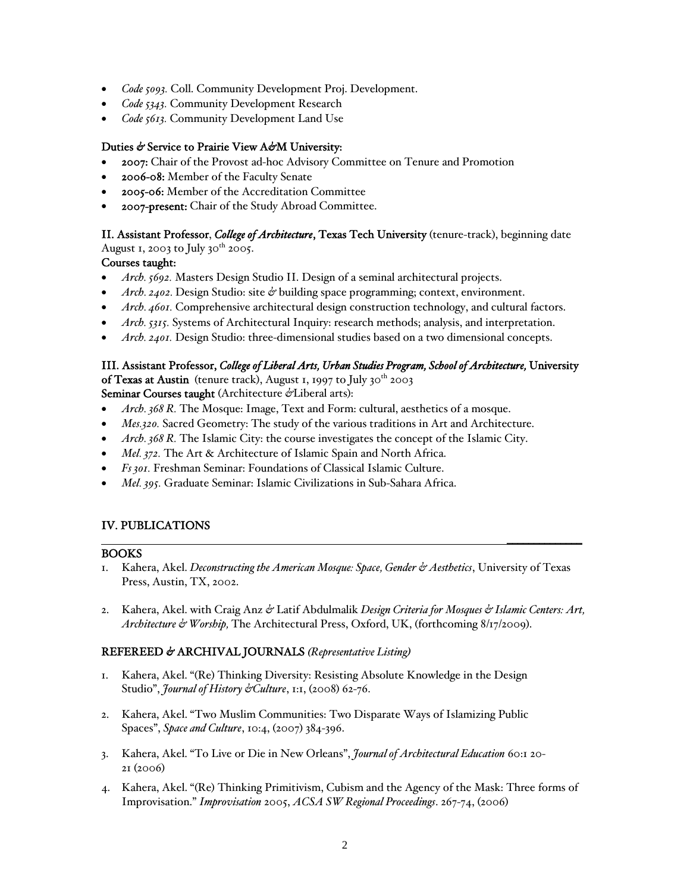- *Code 5093.* Coll. Community Development Proj. Development.
- *Code 5343.* Community Development Research
- *Code 5613.* Community Development Land Use

**Duties & Service to Prairie View A&M University:**

- **2007:** Chair of the Provost ad-hoc Advisory Committee on Tenure and Promotion
- **2006-08:** Member of the Faculty Senate
- **2005-06:** Member of the Accreditation Committee
- **2007-present:** Chair of the Study Abroad Committee.

**II. Assistant Professor**, ***College of Architecture***, **Texas Tech University** (tenure-track), beginning date August 1, 2003 to July 30th 2005.

**Courses taught:**

- *Arch. 5692.* Masters Design Studio II. Design of a seminal architectural projects.
- *Arch. 2402.* Design Studio: site & building space programming; context, environment.
- *Arch. 4601.* Comprehensive architectural design construction technology, and cultural factors.
- *Arch. 5315.* Systems of Architectural Inquiry: research methods; analysis, and interpretation.
- *Arch. 2401.* Design Studio: three-dimensional studies based on a two dimensional concepts.

**III. Assistant Professor,** ***College of Liberal Arts, Urban Studies Program, School of Architecture,*** **University of Texas at Austin** (tenure track), August 1, 1997 to July 30th 2003

**Seminar Courses taught** (Architecture &Liberal arts):

- *Arch. 368 R.* The Mosque: Image, Text and Form: cultural, aesthetics of a mosque.
- *Mes.320.* Sacred Geometry: The study of the various traditions in Art and Architecture.
- *Arch. 368 R.* The Islamic City: the course investigates the concept of the Islamic City.
- *Mel. 372.* The Art & Architecture of Islamic Spain and North Africa.
- *Fs 301.* Freshman Seminar: Foundations of Classical Islamic Culture.
- *Mel. 395.* Graduate Seminar: Islamic Civilizations in Sub-Sahara Africa.

## IV. PUBLICATIONS

### BOOKS

1. Kahera, Akel. *Deconstructing the American Mosque: Space, Gender & Aesthetics*, University of Texas Press, Austin, TX, 2002.

2. Kahera, Akel. with Craig Anz & Latif Abdulmalik *Design Criteria for Mosques & Islamic Centers: Art, Architecture & Worship,* The Architectural Press, Oxford, UK, (forthcoming 8/17/2009).

### REFEREED & ARCHIVAL JOURNALS *(Representative Listing)*

1. Kahera, Akel. "(Re) Thinking Diversity: Resisting Absolute Knowledge in the Design Studio", *Journal of History &Culture*, 1:1, (2008) 62-76.

2. Kahera, Akel. "Two Muslim Communities: Two Disparate Ways of Islamizing Public Spaces", *Space and Culture*, 10:4, (2007) 384-396.

3. Kahera, Akel. "To Live or Die in New Orleans", *Journal of Architectural Education* 60:1 20-21 (2006)

4. Kahera, Akel. "(Re) Thinking Primitivism, Cubism and the Agency of the Mask: Three forms of Improvisation." *Improvisation* 2005, *ACSA SW Regional Proceedings*. 267-74, (2006)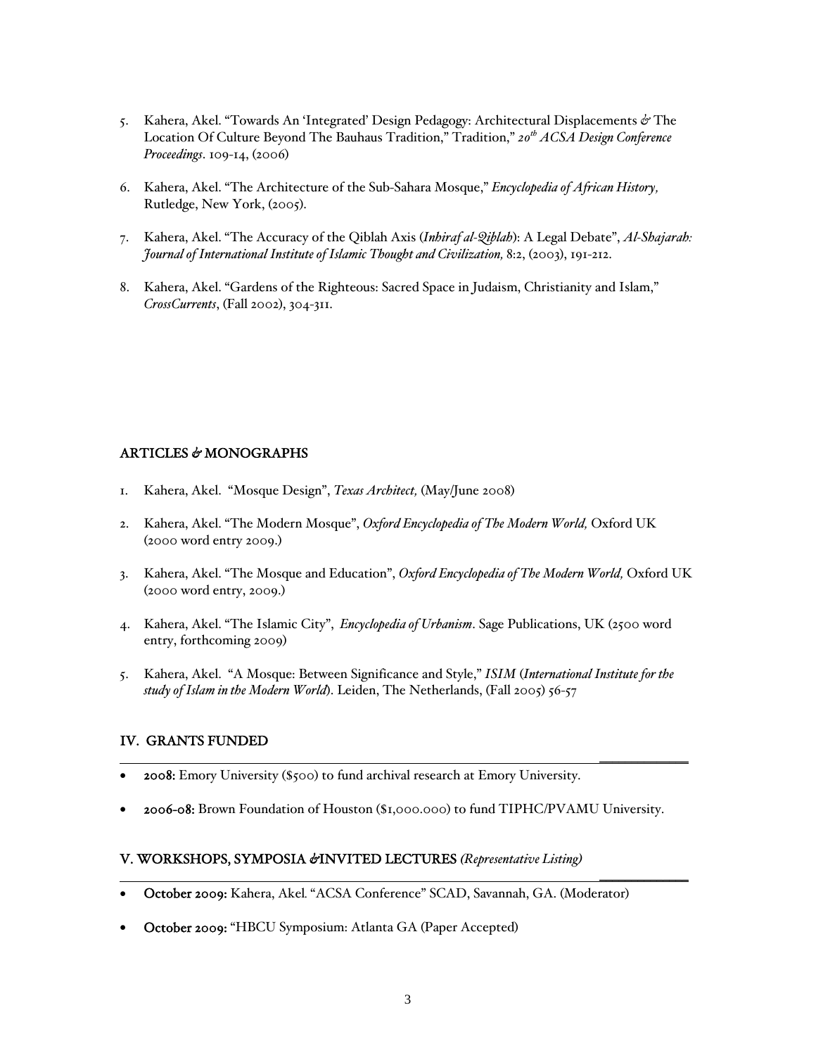5. Kahera, Akel. "Towards An 'Integrated' Design Pedagogy: Architectural Displacements & The Location Of Culture Beyond The Bauhaus Tradition," Tradition," *20th ACSA Design Conference Proceedings*. 109-14, (2006)

6. Kahera, Akel. "The Architecture of the Sub-Sahara Mosque," *Encyclopedia of African History,* Rutledge, New York, (2005).

7. Kahera, Akel. "The Accuracy of the Qiblah Axis (*Inhiraf al-Qiblah*): A Legal Debate", *Al-Shajarah: Journal of International Institute of Islamic Thought and Civilization,* 8:2, (2003), 191-212.

8. Kahera, Akel. "Gardens of the Righteous: Sacred Space in Judaism, Christianity and Islam," *CrossCurrents*, (Fall 2002), 304-311.

### ARTICLES & MONOGRAPHS

1. Kahera, Akel. "Mosque Design", *Texas Architect,* (May/June 2008)

2. Kahera, Akel. "The Modern Mosque", *Oxford Encyclopedia of The Modern World,* Oxford UK (2000 word entry 2009.)

3. Kahera, Akel. "The Mosque and Education", *Oxford Encyclopedia of The Modern World,* Oxford UK (2000 word entry, 2009.)

4. Kahera, Akel. "The Islamic City", *Encyclopedia of Urbanism*. Sage Publications, UK (2500 word entry, forthcoming 2009)

5. Kahera, Akel. "A Mosque: Between Significance and Style," *ISIM* (*International Institute for the study of Islam in the Modern World*). Leiden, The Netherlands, (Fall 2005) 56-57

## IV. GRANTS FUNDED

- **2008:** Emory University ($500) to fund archival research at Emory University.

- **2006-08:** Brown Foundation of Houston ($1,000.000) to fund TIPHC/PVAMU University.

## V. WORKSHOPS, SYMPOSIA &INVITED LECTURES *(Representative Listing)*

- **October 2009:** Kahera, Akel. "ACSA Conference" SCAD, Savannah, GA. (Moderator)

- **October 2009:** "HBCU Symposium: Atlanta GA (Paper Accepted)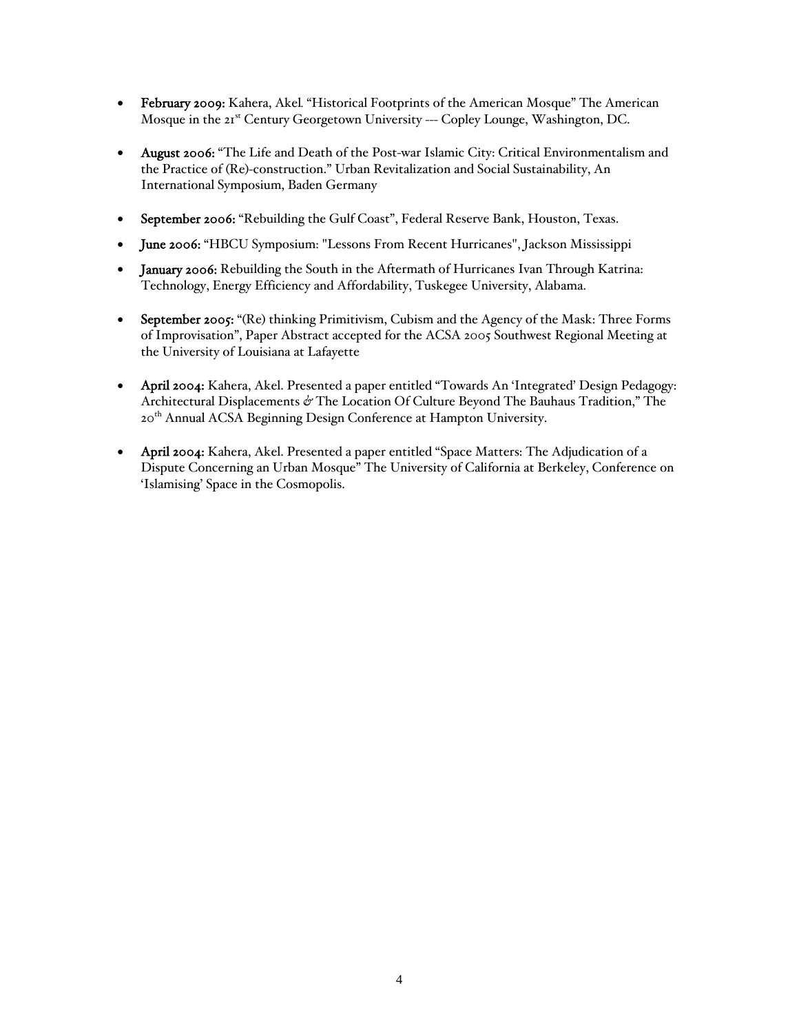- **February 2009:** Kahera, Akel. "Historical Footprints of the American Mosque" The American Mosque in the 21st Century Georgetown University --- Copley Lounge, Washington, DC.

- **August 2006:** "The Life and Death of the Post-war Islamic City: Critical Environmentalism and the Practice of (Re)-construction." Urban Revitalization and Social Sustainability, An International Symposium, Baden Germany

- **September 2006:** "Rebuilding the Gulf Coast", Federal Reserve Bank, Houston, Texas.

- **June 2006:** "HBCU Symposium: "Lessons From Recent Hurricanes", Jackson Mississippi

- **January 2006:** Rebuilding the South in the Aftermath of Hurricanes Ivan Through Katrina: Technology, Energy Efficiency and Affordability, Tuskegee University, Alabama.

- **September 2005:** "(Re) thinking Primitivism, Cubism and the Agency of the Mask: Three Forms of Improvisation", Paper Abstract accepted for the ACSA 2005 Southwest Regional Meeting at the University of Louisiana at Lafayette

- **April 2004:** Kahera, Akel. Presented a paper entitled "Towards An 'Integrated' Design Pedagogy: Architectural Displacements & The Location Of Culture Beyond The Bauhaus Tradition," The 20th Annual ACSA Beginning Design Conference at Hampton University.

- **April 2004:** Kahera, Akel. Presented a paper entitled "Space Matters: The Adjudication of a Dispute Concerning an Urban Mosque" The University of California at Berkeley, Conference on 'Islamising' Space in the Cosmopolis.